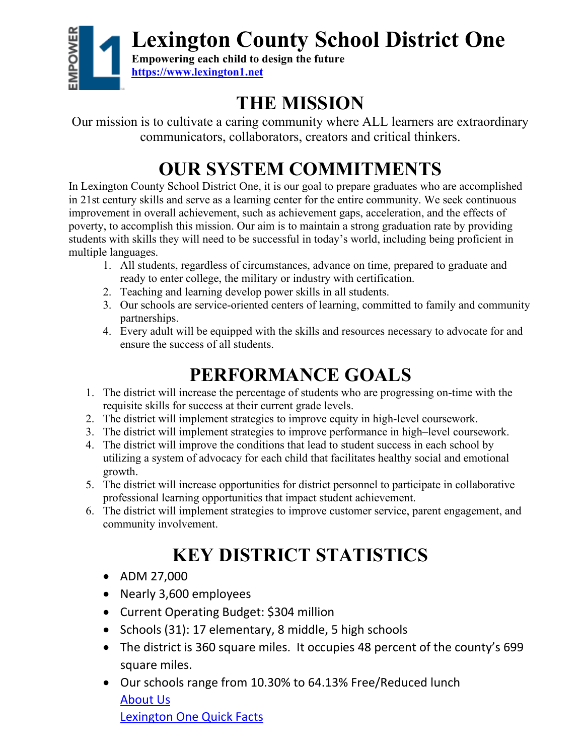# Lexington County School District One

**Empowering each child to design the future**

**https://www.lexington1.net**

## THE MISSION

Our mission is to cultivate a caring community where ALL learners are extraordinary communicators, collaborators, creators and critical thinkers.

## OUR SYSTEM COMMITMENTS

In Lexington County School District One, it is our goal to prepare graduates who are accomplished in 21st century skills and serve as a learning center for the entire community. We seek continuous improvement in overall achievement, such as achievement gaps, acceleration, and the effects of poverty, to accomplish this mission. Our aim is to maintain a strong graduation rate by providing students with skills they will need to be successful in today's world, including being proficient in multiple languages.

1. All students, regardless of circumstances, advance on time, prepared to graduate and ready to enter college, the military or industry with certification.
2. Teaching and learning develop power skills in all students.
3. Our schools are service-oriented centers of learning, committed to family and community partnerships.
4. Every adult will be equipped with the skills and resources necessary to advocate for and ensure the success of all students.

## PERFORMANCE GOALS

1. The district will increase the percentage of students who are progressing on-time with the requisite skills for success at their current grade levels.
2. The district will implement strategies to improve equity in high-level coursework.
3. The district will implement strategies to improve performance in high–level coursework.
4. The district will improve the conditions that lead to student success in each school by utilizing a system of advocacy for each child that facilitates healthy social and emotional growth.
5. The district will increase opportunities for district personnel to participate in collaborative professional learning opportunities that impact student achievement.
6. The district will implement strategies to improve customer service, parent engagement, and community involvement.

## KEY DISTRICT STATISTICS

- ADM 27,000
- Nearly 3,600 employees
- Current Operating Budget: $304 million
- Schools (31): 17 elementary, 8 middle, 5 high schools
- The district is 360 square miles. It occupies 48 percent of the county's 699 square miles.
- Our schools range from 10.30% to 64.13% Free/Reduced lunch

  About Us

  Lexington One Quick Facts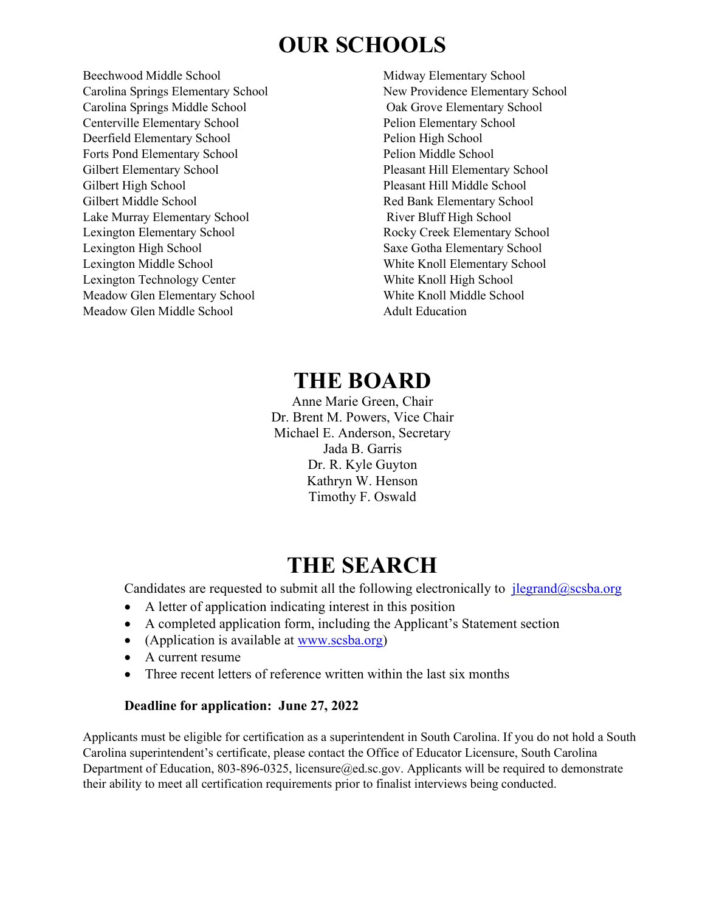# OUR SCHOOLS

Beechwood Middle School
Carolina Springs Elementary School
Carolina Springs Middle School
Centerville Elementary School
Deerfield Elementary School
Forts Pond Elementary School
Gilbert Elementary School
Gilbert High School
Gilbert Middle School
Lake Murray Elementary School
Lexington Elementary School
Lexington High School
Lexington Middle School
Lexington Technology Center
Meadow Glen Elementary School
Meadow Glen Middle School
Midway Elementary School
New Providence Elementary School
Oak Grove Elementary School
Pelion Elementary School
Pelion High School
Pelion Middle School
Pleasant Hill Elementary School
Pleasant Hill Middle School
Red Bank Elementary School
River Bluff High School
Rocky Creek Elementary School
Saxe Gotha Elementary School
White Knoll Elementary School
White Knoll High School
White Knoll Middle School
Adult Education

# THE BOARD

Anne Marie Green, Chair
Dr. Brent M. Powers, Vice Chair
Michael E. Anderson, Secretary
Jada B. Garris
Dr. R. Kyle Guyton
Kathryn W. Henson
Timothy F. Oswald

# THE SEARCH

Candidates are requested to submit all the following electronically to jlegrand@scsba.org

- A letter of application indicating interest in this position
- A completed application form, including the Applicant's Statement section
- (Application is available at www.scsba.org)
- A current resume
- Three recent letters of reference written within the last six months

**Deadline for application: June 27, 2022**

Applicants must be eligible for certification as a superintendent in South Carolina. If you do not hold a South Carolina superintendent's certificate, please contact the Office of Educator Licensure, South Carolina Department of Education, 803-896-0325, licensure@ed.sc.gov. Applicants will be required to demonstrate their ability to meet all certification requirements prior to finalist interviews being conducted.